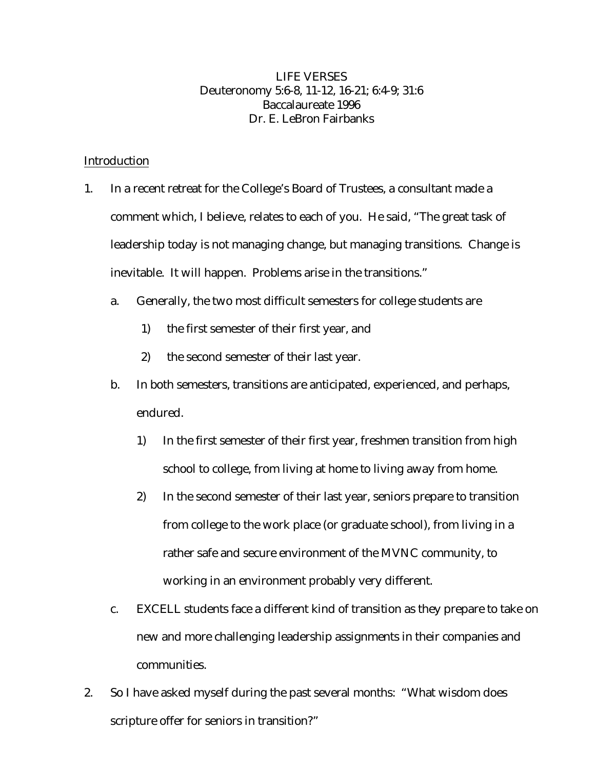LIFE VERSES

Deuteronomy 5:6-8, 11-12, 16-21; 6:4-9; 31:6

Baccalaureate 1996

Dr. E. LeBron Fairbanks

<u>Introduction</u>

1. In a recent retreat for the College's Board of Trustees, a consultant made a comment which, I believe, relates to each of you. He said, "The great task of leadership today is not managing change, but managing transitions. Change is inevitable. It will happen. Problems arise in the transitions."
   a. Generally, the two most difficult semesters for college students are
      1) the first semester of their first year, and
      2) the second semester of their last year.
   b. In both semesters, transitions are anticipated, experienced, and perhaps, endured.
      1) In the first semester of their first year, freshmen transition from high school to college, from living at home to living away from home.
      2) In the second semester of their last year, seniors prepare to transition from college to the work place (or graduate school), from living in a rather safe and secure environment of the MVNC community, to working in an environment probably very different.
   c. EXCELL students face a different kind of transition as they prepare to take on new and more challenging leadership assignments in their companies and communities.
2. So I have asked myself during the past several months: "What wisdom does scripture offer for seniors in transition?"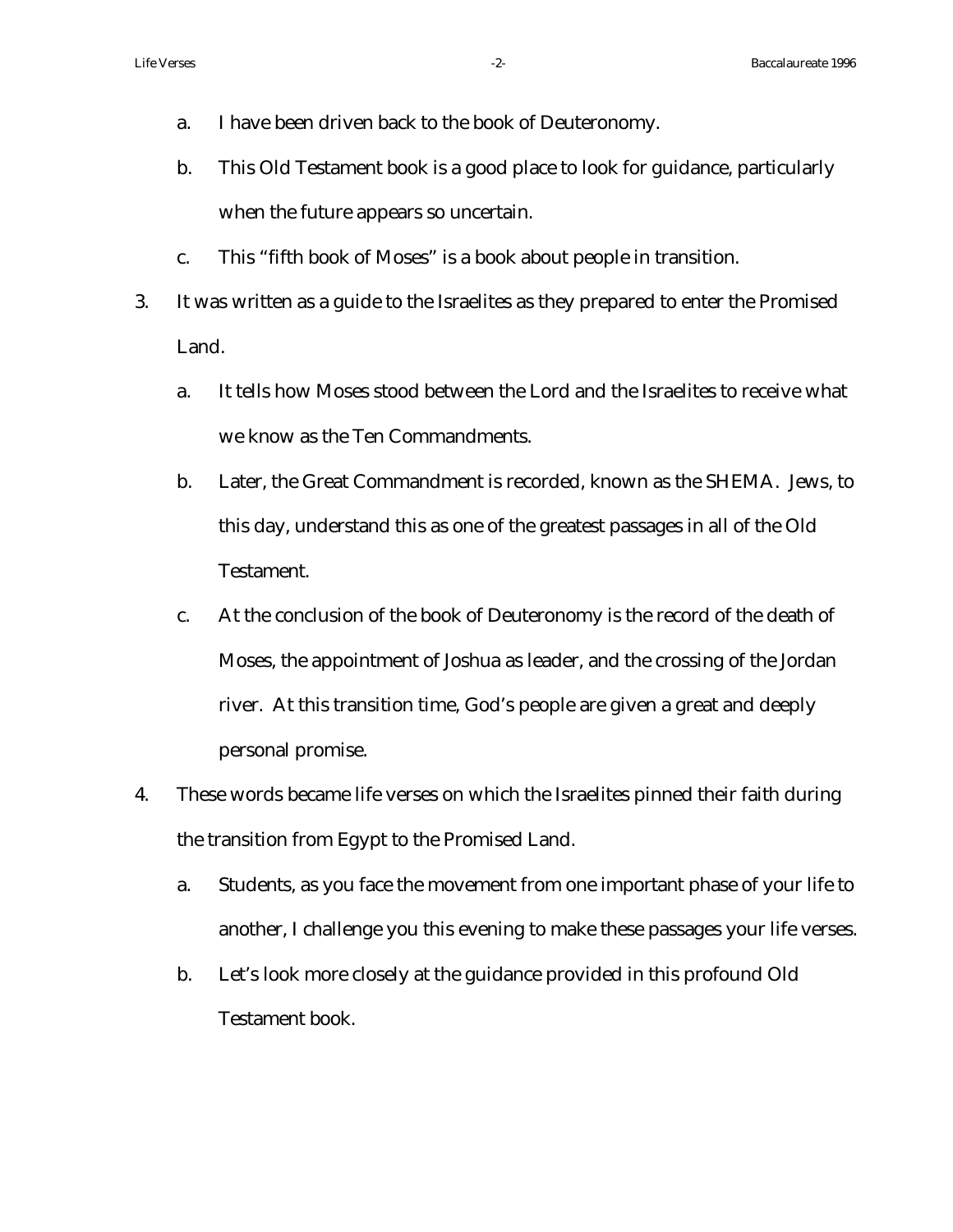a. I have been driven back to the book of Deuteronomy.

b. This Old Testament book is a good place to look for guidance, particularly when the future appears so uncertain.

c. This "fifth book of Moses" is a book about people in transition.

3. It was written as a guide to the Israelites as they prepared to enter the Promised Land.

   a. It tells how Moses stood between the Lord and the Israelites to receive what we know as the Ten Commandments.

   b. Later, the Great Commandment is recorded, known as the SHEMA. Jews, to this day, understand this as one of the greatest passages in all of the Old Testament.

   c. At the conclusion of the book of Deuteronomy is the record of the death of Moses, the appointment of Joshua as leader, and the crossing of the Jordan river. At this transition time, God's people are given a great and deeply personal promise.

4. These words became life verses on which the Israelites pinned their faith during the transition from Egypt to the Promised Land.

   a. Students, as you face the movement from one important phase of your life to another, I challenge you this evening to make these passages your life verses.

   b. Let's look more closely at the guidance provided in this profound Old Testament book.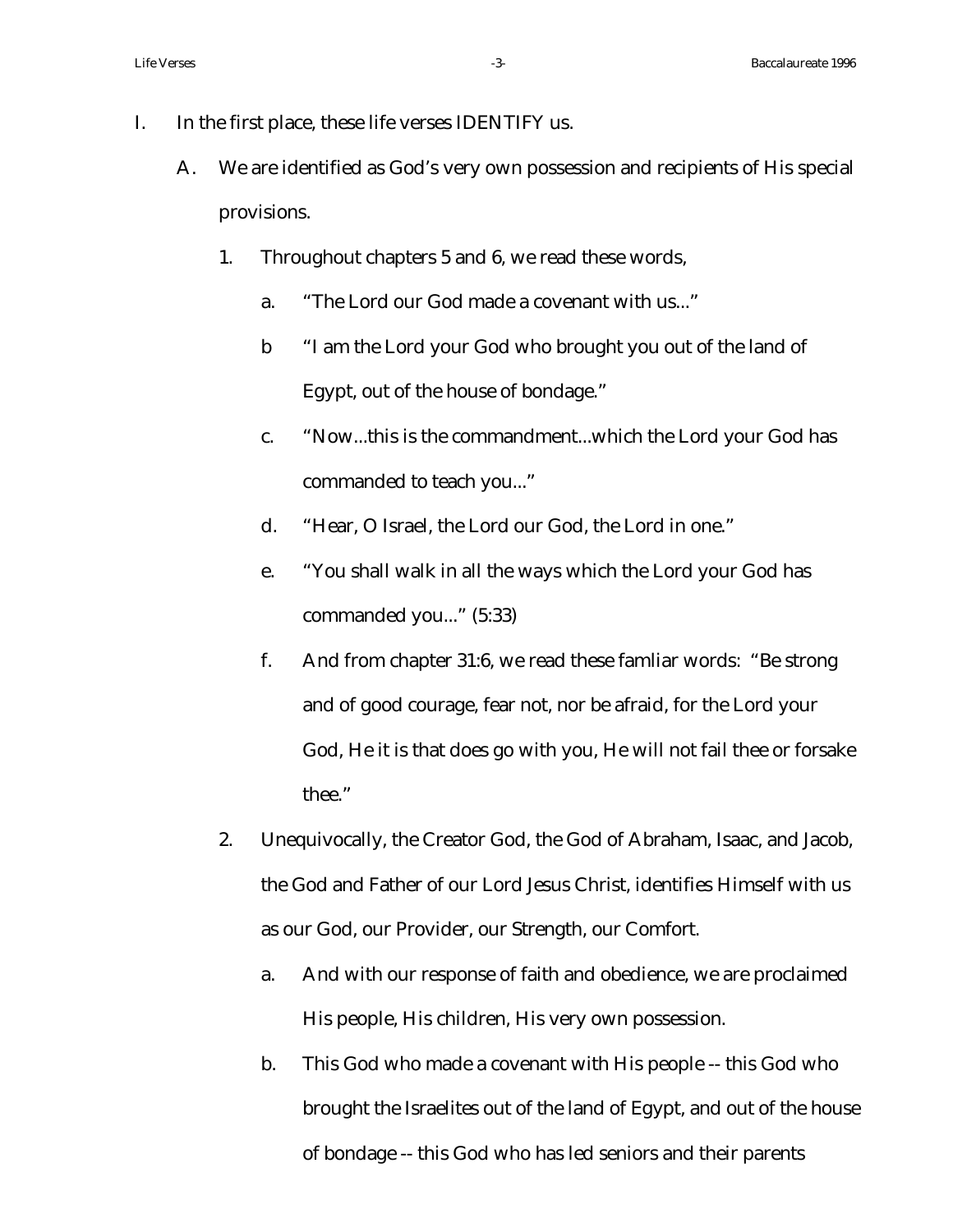I. In the first place, these life verses IDENTIFY us.

   A. We are identified as God's very own possession and recipients of His special provisions.

      1. Throughout chapters 5 and 6, we read these words,

         a. "The Lord our God made a covenant with us..."

         b "I am the Lord your God who brought you out of the land of Egypt, out of the house of bondage."

         c. "Now...this is the commandment...which the Lord your God has commanded to teach you..."

         d. "Hear, O Israel, the Lord our God, the Lord in one."

         e. "You shall walk in all the ways which the Lord your God has commanded you..." (5:33)

         f. And from chapter 31:6, we read these famliar words: "Be strong and of good courage, fear not, nor be afraid, for the Lord your God, He it is that does go with you, He will not fail thee or forsake thee."

      2. Unequivocally, the Creator God, the God of Abraham, Isaac, and Jacob, the God and Father of our Lord Jesus Christ, identifies Himself with us as our God, our Provider, our Strength, our Comfort.

         a. And with our response of faith and obedience, we are proclaimed His people, His children, His very own possession.

         b. This God who made a covenant with His people -- this God who brought the Israelites out of the land of Egypt, and out of the house of bondage -- this God who has led seniors and their parents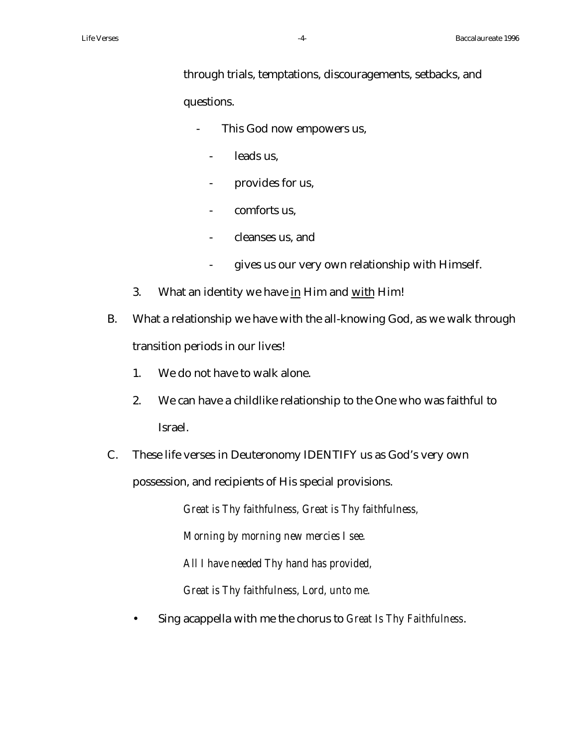through trials, temptations, discouragements, setbacks, and questions.

- This God now empowers us,
  - leads us,
  - provides for us,
  - comforts us,
  - cleanses us, and
  - gives us our very own relationship with Himself.

3. What an identity we have <u>in</u> Him and <u>with</u> Him!

B. What a relationship we have with the all-knowing God, as we walk through transition periods in our lives!

1. We do not have to walk alone.
2. We can have a childlike relationship to the One who was faithful to Israel.

C. These life verses in Deuteronomy IDENTIFY us as God's very own possession, and recipients of His special provisions.

*Great is Thy faithfulness, Great is Thy faithfulness,*

*Morning by morning new mercies I see.*

*All I have needed Thy hand has provided,*

*Great is Thy faithfulness, Lord, unto me.*

- Sing acappella with me the chorus to *Great Is Thy Faithfulness*.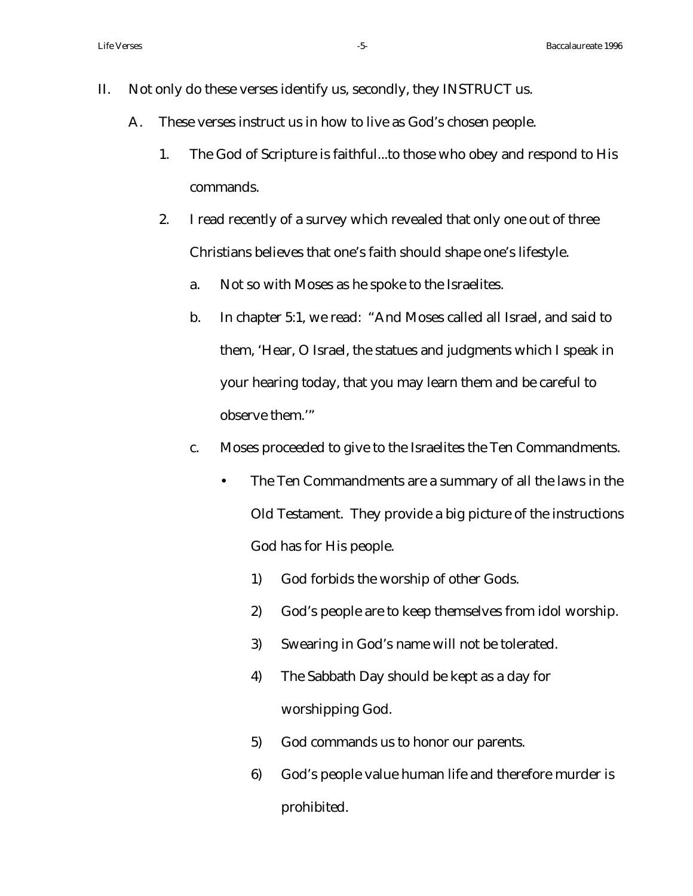II. Not only do these verses identify us, secondly, they INSTRUCT us.

   A. These verses instruct us in how to live as God's chosen people.

      1. The God of Scripture is faithful...to those who obey and respond to His commands.

      2. I read recently of a survey which revealed that only one out of three Christians believes that one's faith should shape one's lifestyle.

         a. Not so with Moses as he spoke to the Israelites.

         b. In chapter 5:1, we read: "And Moses called all Israel, and said to them, 'Hear, O Israel, the statues and judgments which I speak in your hearing today, that you may learn them and be careful to observe them.'"

         c. Moses proceeded to give to the Israelites the Ten Commandments.

            - The Ten Commandments are a summary of all the laws in the Old Testament. They provide a big picture of the instructions God has for His people.

               1) God forbids the worship of other Gods.

               2) God's people are to keep themselves from idol worship.

               3) Swearing in God's name will not be tolerated.

               4) The Sabbath Day should be kept as a day for worshipping God.

               5) God commands us to honor our parents.

               6) God's people value human life and therefore murder is prohibited.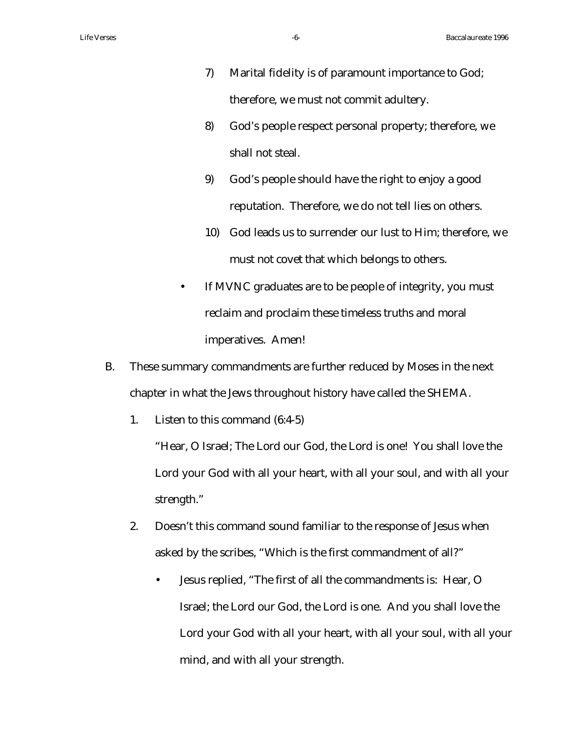7) Marital fidelity is of paramount importance to God; therefore, we must not commit adultery.

8) God's people respect personal property; therefore, we shall not steal.

9) God's people should have the right to enjoy a good reputation. Therefore, we do not tell lies on others.

10) God leads us to surrender our lust to Him; therefore, we must not covet that which belongs to others.

- If MVNC graduates are to be people of integrity, you must reclaim and proclaim these timeless truths and moral imperatives. Amen!

B. These summary commandments are further reduced by Moses in the next chapter in what the Jews throughout history have called the SHEMA.

1. Listen to this command (6:4-5)

   "Hear, O Israel; The Lord our God, the Lord is one! You shall love the Lord your God with all your heart, with all your soul, and with all your strength."

2. Doesn't this command sound familiar to the response of Jesus when asked by the scribes, "Which is the first commandment of all?"

   - Jesus replied, "The first of all the commandments is: Hear, O Israel; the Lord our God, the Lord is one. And you shall love the Lord your God with all your heart, with all your soul, with all your mind, and with all your strength.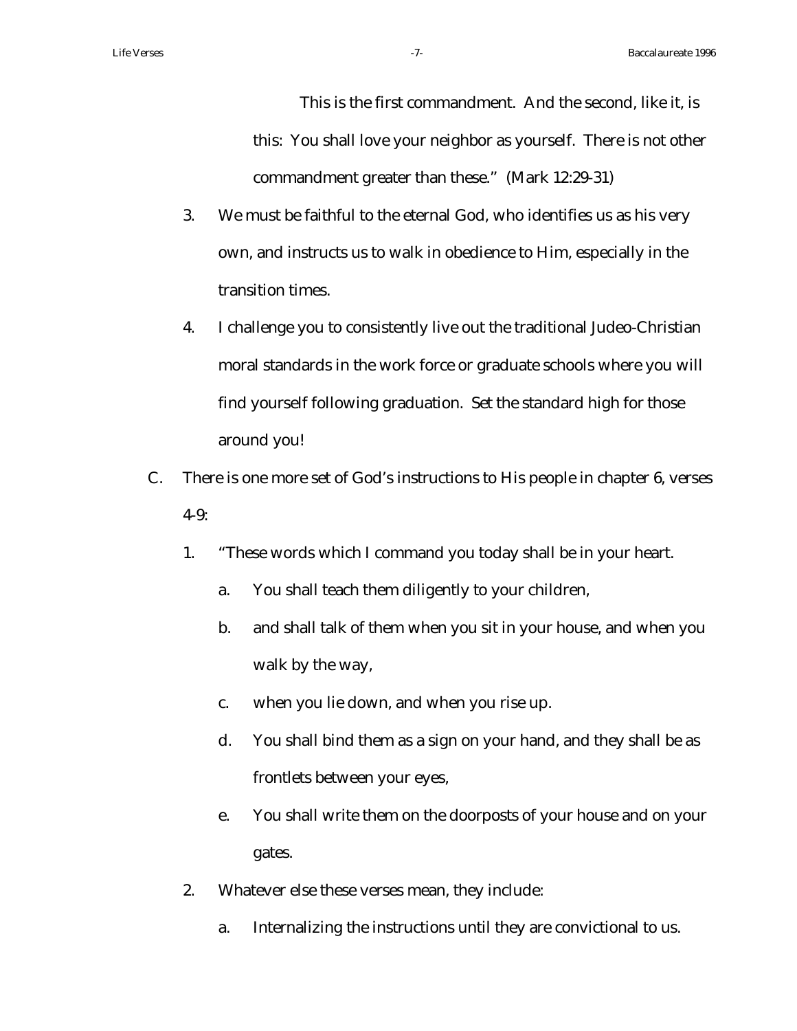This is the first commandment. And the second, like it, is this: You shall love your neighbor as yourself. There is not other commandment greater than these." (Mark 12:29-31)

3. We must be faithful to the eternal God, who identifies us as his very own, and instructs us to walk in obedience to Him, especially in the transition times.
4. I challenge you to consistently live out the traditional Judeo-Christian moral standards in the work force or graduate schools where you will find yourself following graduation. Set the standard high for those around you!

C. There is one more set of God's instructions to His people in chapter 6, verses 4-9:

1. "These words which I command you today shall be in your heart.
   a. You shall teach them diligently to your children,
   b. and shall talk of them when you sit in your house, and when you walk by the way,
   c. when you lie down, and when you rise up.
   d. You shall bind them as a sign on your hand, and they shall be as frontlets between your eyes,
   e. You shall write them on the doorposts of your house and on your gates.
2. Whatever else these verses mean, they include:
   a. Internalizing the instructions until they are convictional to us.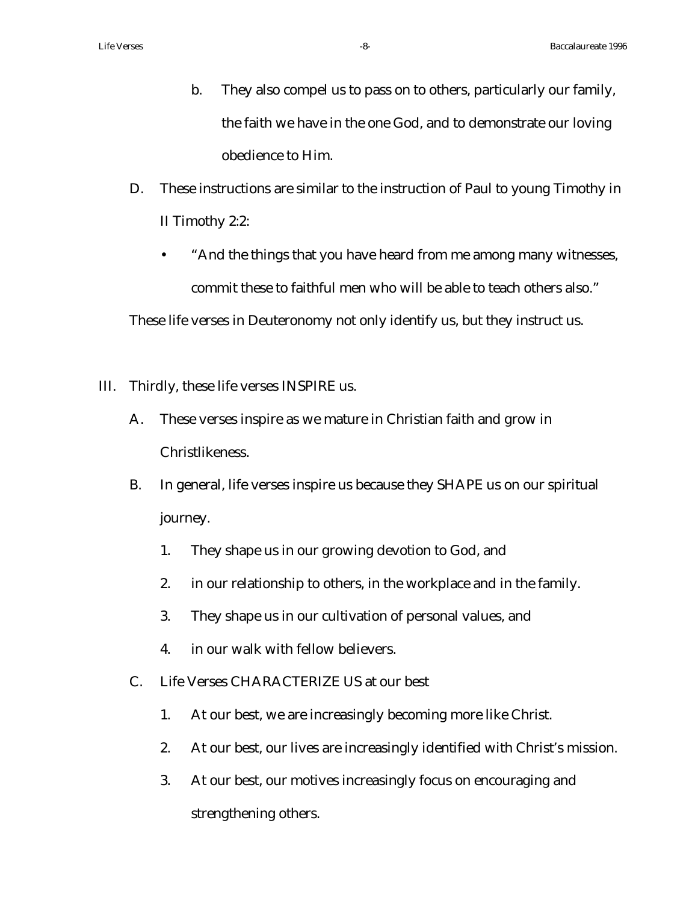b. They also compel us to pass on to others, particularly our family, the faith we have in the one God, and to demonstrate our loving obedience to Him.

D. These instructions are similar to the instruction of Paul to young Timothy in II Timothy 2:2:

- "And the things that you have heard from me among many witnesses, commit these to faithful men who will be able to teach others also."

These life verses in Deuteronomy not only identify us, but they instruct us.

III. Thirdly, these life verses INSPIRE us.

A. These verses inspire as we mature in Christian faith and grow in Christlikeness.

B. In general, life verses inspire us because they SHAPE us on our spiritual journey.

1. They shape us in our growing devotion to God, and
2. in our relationship to others, in the workplace and in the family.
3. They shape us in our cultivation of personal values, and
4. in our walk with fellow believers.

C. Life Verses CHARACTERIZE US at our best

1. At our best, we are increasingly becoming more like Christ.
2. At our best, our lives are increasingly identified with Christ's mission.
3. At our best, our motives increasingly focus on encouraging and strengthening others.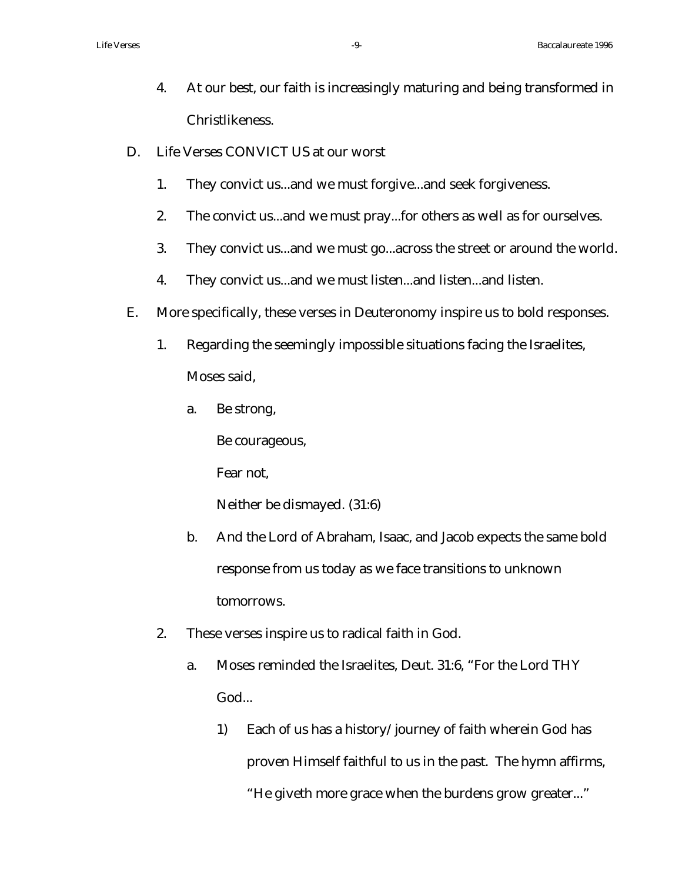4. At our best, our faith is increasingly maturing and being transformed in Christlikeness.

D. Life Verses CONVICT US at our worst

1. They convict us...and we must forgive...and seek forgiveness.
2. The convict us...and we must pray...for others as well as for ourselves.
3. They convict us...and we must go...across the street or around the world.
4. They convict us...and we must listen...and listen...and listen.

E. More specifically, these verses in Deuteronomy inspire us to bold responses.

1. Regarding the seemingly impossible situations facing the Israelites, Moses said,

    a. Be strong,

        Be courageous,

        Fear not,

        Neither be dismayed. (31:6)

    b. And the Lord of Abraham, Isaac, and Jacob expects the same bold response from us today as we face transitions to unknown tomorrows.

2. These verses inspire us to radical faith in God.

    a. Moses reminded the Israelites, Deut. 31:6, "For the Lord THY God...

        1) Each of us has a history/journey of faith wherein God has proven Himself faithful to us in the past. The hymn affirms, "He giveth more grace when the burdens grow greater..."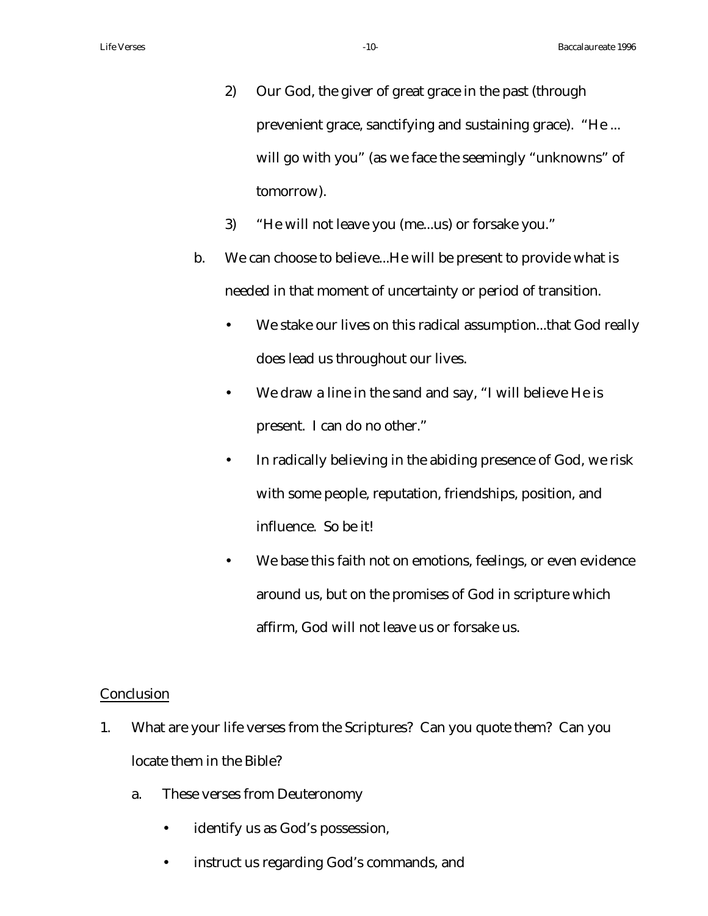2) Our God, the giver of great grace in the past (through prevenient grace, sanctifying and sustaining grace). "He ... will go with you" (as we face the seemingly "unknowns" of tomorrow).

3) "He will not leave you (me...us) or forsake you."

b. We can choose to believe...He will be present to provide what is needed in that moment of uncertainty or period of transition.

- We stake our lives on this radical assumption...that God really does lead us throughout our lives.
- We draw a line in the sand and say, "I will believe He is present. I can do no other."
- In radically believing in the abiding presence of God, we risk with some people, reputation, friendships, position, and influence. So be it!
- We base this faith not on emotions, feelings, or even evidence around us, but on the promises of God in scripture which affirm, God will not leave us or forsake us.

<u>Conclusion</u>

1. What are your life verses from the Scriptures? Can you quote them? Can you locate them in the Bible?

   a. These verses from Deuteronomy

      - identify us as God's possession,
      - instruct us regarding God's commands, and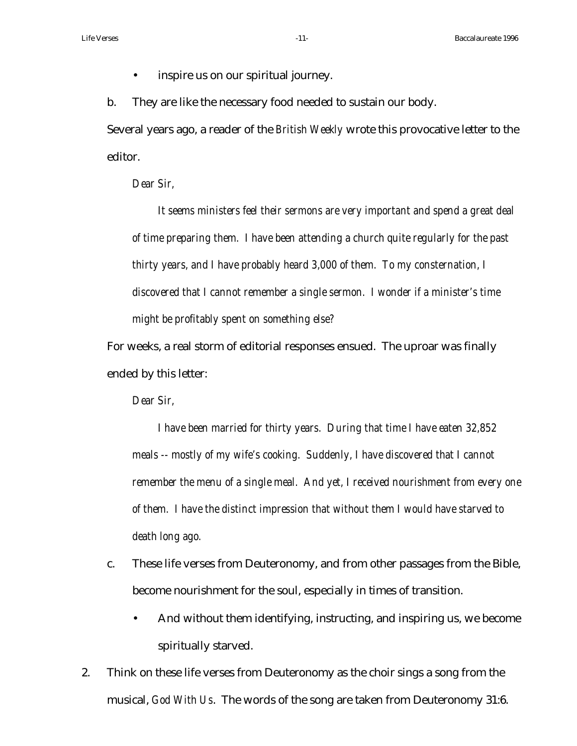- inspire us on our spiritual journey.

b. They are like the necessary food needed to sustain our body.

Several years ago, a reader of the *British Weekly* wrote this provocative letter to the editor.

> *Dear Sir,*
>
> *It seems ministers feel their sermons are very important and spend a great deal of time preparing them. I have been attending a church quite regularly for the past thirty years, and I have probably heard 3,000 of them. To my consternation, I discovered that I cannot remember a single sermon. I wonder if a minister's time might be profitably spent on something else?*

For weeks, a real storm of editorial responses ensued. The uproar was finally ended by this letter:

> *Dear Sir,*
>
> *I have been married for thirty years. During that time I have eaten 32,852 meals -- mostly of my wife's cooking. Suddenly, I have discovered that I cannot remember the menu of a single meal. And yet, I received nourishment from every one of them. I have the distinct impression that without them I would have starved to death long ago.*

c. These life verses from Deuteronomy, and from other passages from the Bible, become nourishment for the soul, especially in times of transition.

   - And without them identifying, instructing, and inspiring us, we become spiritually starved.

2. Think on these life verses from Deuteronomy as the choir sings a song from the musical, *God With Us*. The words of the song are taken from Deuteronomy 31:6.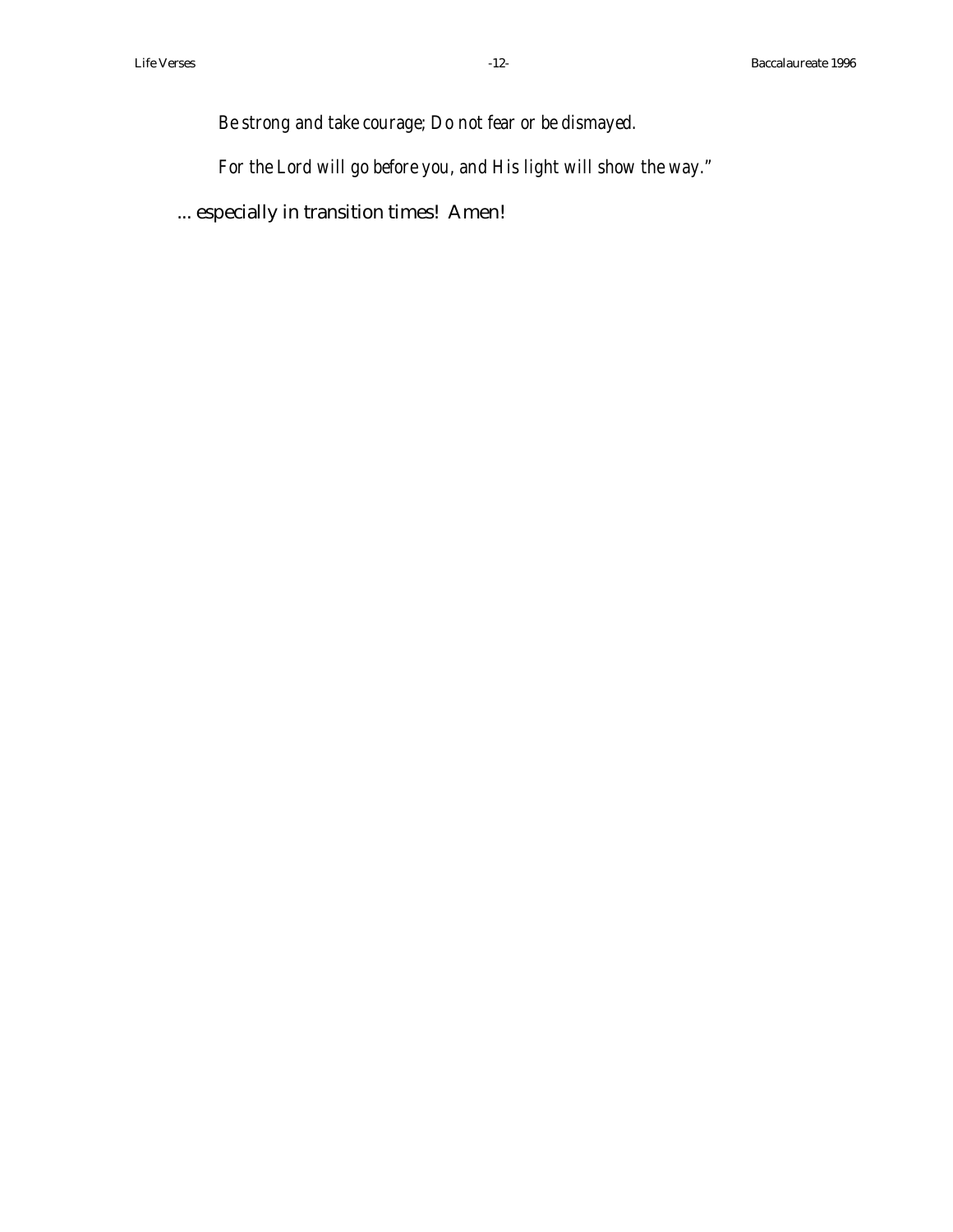*Be strong and take courage; Do not fear or be dismayed.*

*For the Lord will go before you, and His light will show the way."*

... especially in transition times! Amen!